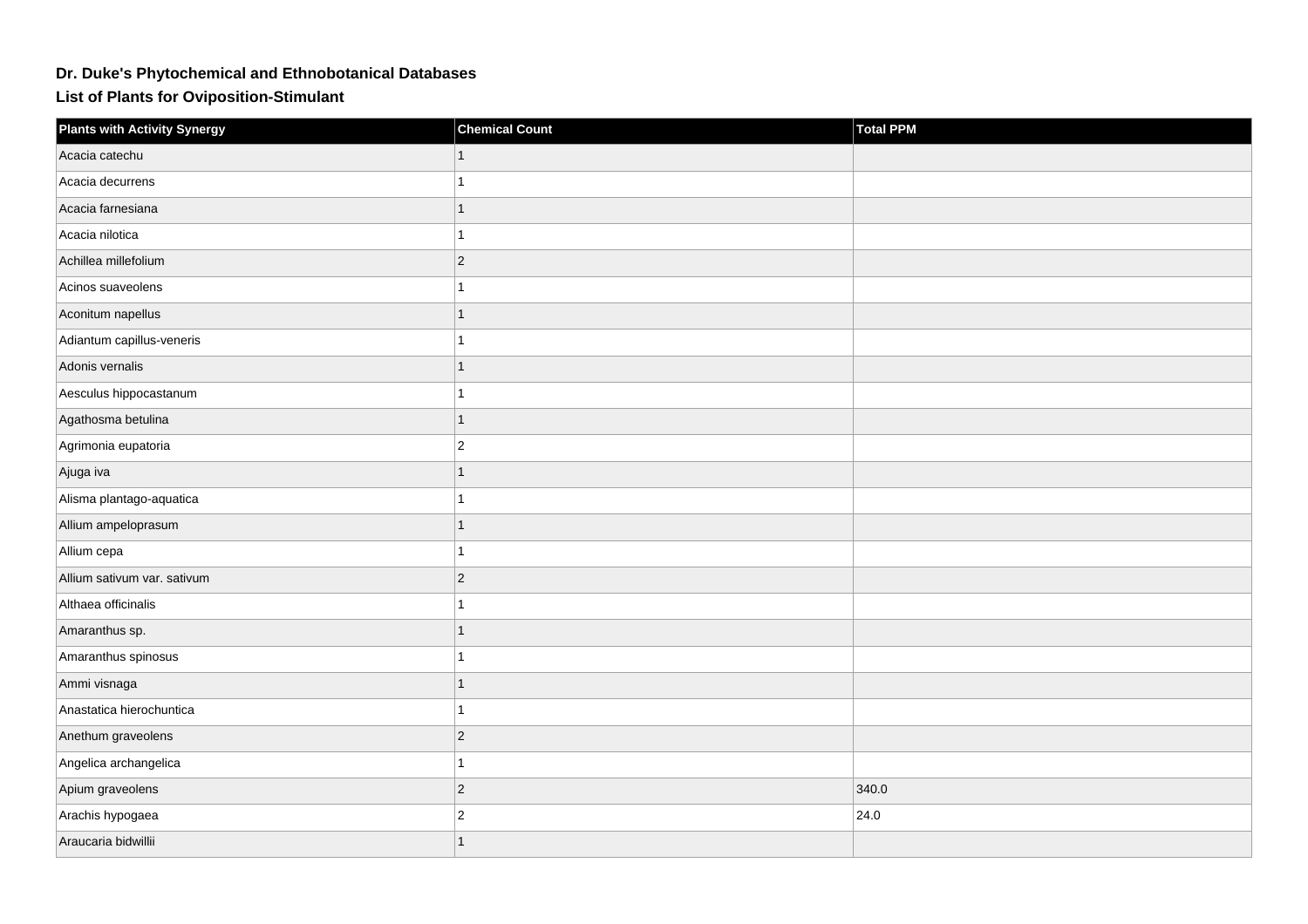# Dr. Duke's Phytochemical and Ethnobotanical Databases

## List of Plants for Oviposition-Stimulant

| Plants with Activity Synergy | Chemical Count | Total PPM |
|---|---|---|
| Acacia catechu | 1 | |
| Acacia decurrens | 1 | |
| Acacia farnesiana | 1 | |
| Acacia nilotica | 1 | |
| Achillea millefolium | 2 | |
| Acinos suaveolens | 1 | |
| Aconitum napellus | 1 | |
| Adiantum capillus-veneris | 1 | |
| Adonis vernalis | 1 | |
| Aesculus hippocastanum | 1 | |
| Agathosma betulina | 1 | |
| Agrimonia eupatoria | 2 | |
| Ajuga iva | 1 | |
| Alisma plantago-aquatica | 1 | |
| Allium ampeloprasum | 1 | |
| Allium cepa | 1 | |
| Allium sativum var. sativum | 2 | |
| Althaea officinalis | 1 | |
| Amaranthus sp. | 1 | |
| Amaranthus spinosus | 1 | |
| Ammi visnaga | 1 | |
| Anastatica hierochuntica | 1 | |
| Anethum graveolens | 2 | |
| Angelica archangelica | 1 | |
| Apium graveolens | 2 | 340.0 |
| Arachis hypogaea | 2 | 24.0 |
| Araucaria bidwillii | 1 | |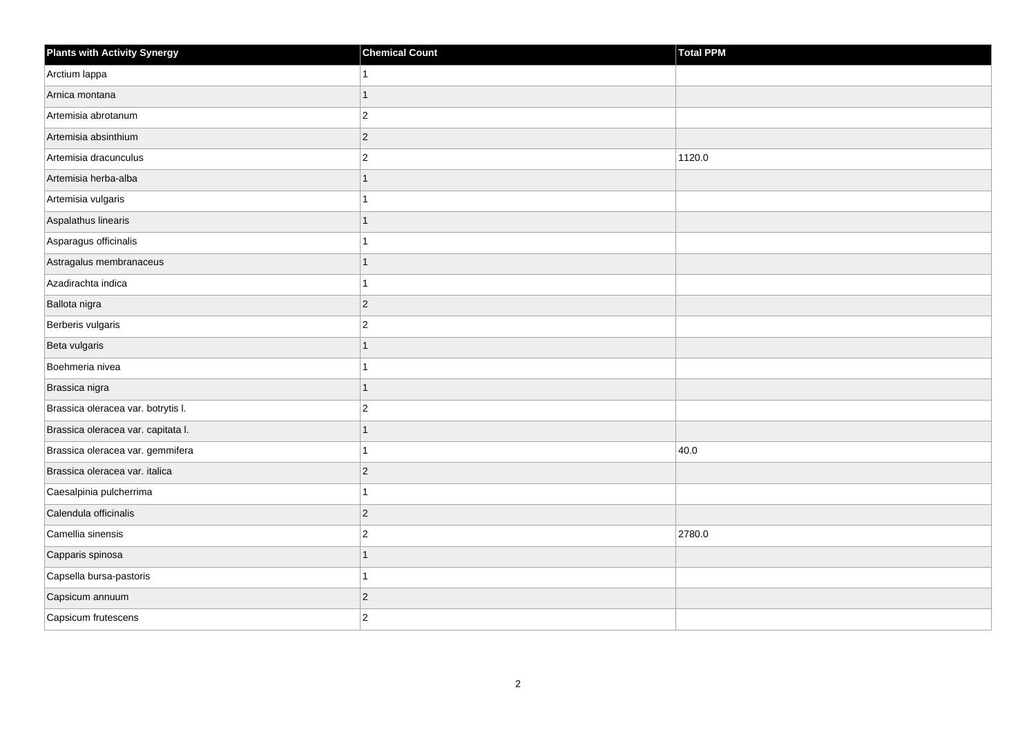| Plants with Activity Synergy | Chemical Count | Total PPM |
| --- | --- | --- |
| Arctium lappa | 1 | |
| Arnica montana | 1 | |
| Artemisia abrotanum | 2 | |
| Artemisia absinthium | 2 | |
| Artemisia dracunculus | 2 | 1120.0 |
| Artemisia herba-alba | 1 | |
| Artemisia vulgaris | 1 | |
| Aspalathus linearis | 1 | |
| Asparagus officinalis | 1 | |
| Astragalus membranaceus | 1 | |
| Azadirachta indica | 1 | |
| Ballota nigra | 2 | |
| Berberis vulgaris | 2 | |
| Beta vulgaris | 1 | |
| Boehmeria nivea | 1 | |
| Brassica nigra | 1 | |
| Brassica oleracea var. botrytis l. | 2 | |
| Brassica oleracea var. capitata l. | 1 | |
| Brassica oleracea var. gemmifera | 1 | 40.0 |
| Brassica oleracea var. italica | 2 | |
| Caesalpinia pulcherrima | 1 | |
| Calendula officinalis | 2 | |
| Camellia sinensis | 2 | 2780.0 |
| Capparis spinosa | 1 | |
| Capsella bursa-pastoris | 1 | |
| Capsicum annuum | 2 | |
| Capsicum frutescens | 2 | |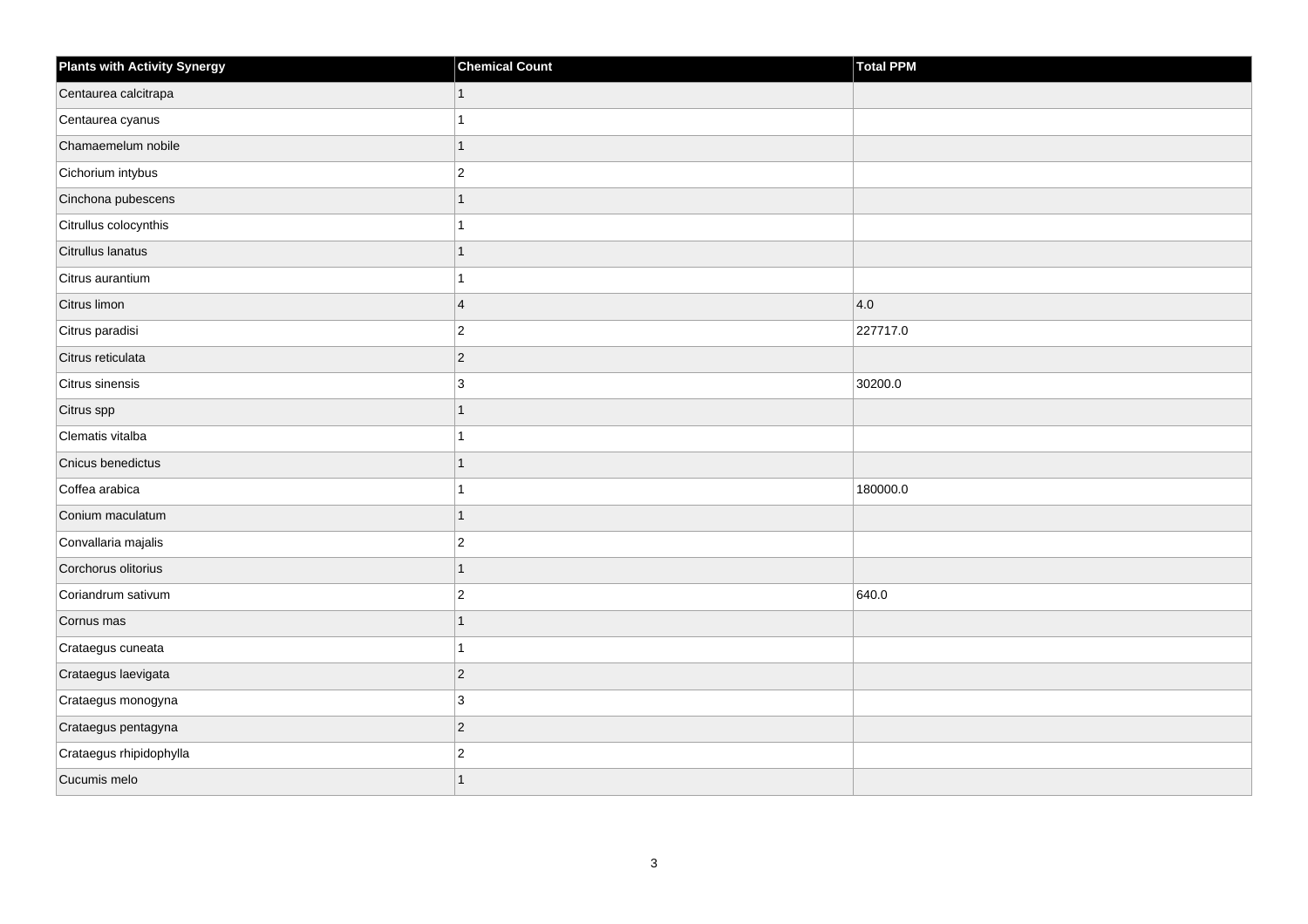| Plants with Activity Synergy | Chemical Count | Total PPM |
| --- | --- | --- |
| Centaurea calcitrapa | 1 | |
| Centaurea cyanus | 1 | |
| Chamaemelum nobile | 1 | |
| Cichorium intybus | 2 | |
| Cinchona pubescens | 1 | |
| Citrullus colocynthis | 1 | |
| Citrullus lanatus | 1 | |
| Citrus aurantium | 1 | |
| Citrus limon | 4 | 4.0 |
| Citrus paradisi | 2 | 227717.0 |
| Citrus reticulata | 2 | |
| Citrus sinensis | 3 | 30200.0 |
| Citrus spp | 1 | |
| Clematis vitalba | 1 | |
| Cnicus benedictus | 1 | |
| Coffea arabica | 1 | 180000.0 |
| Conium maculatum | 1 | |
| Convallaria majalis | 2 | |
| Corchorus olitorius | 1 | |
| Coriandrum sativum | 2 | 640.0 |
| Cornus mas | 1 | |
| Crataegus cuneata | 1 | |
| Crataegus laevigata | 2 | |
| Crataegus monogyna | 3 | |
| Crataegus pentagyna | 2 | |
| Crataegus rhipidophylla | 2 | |
| Cucumis melo | 1 | |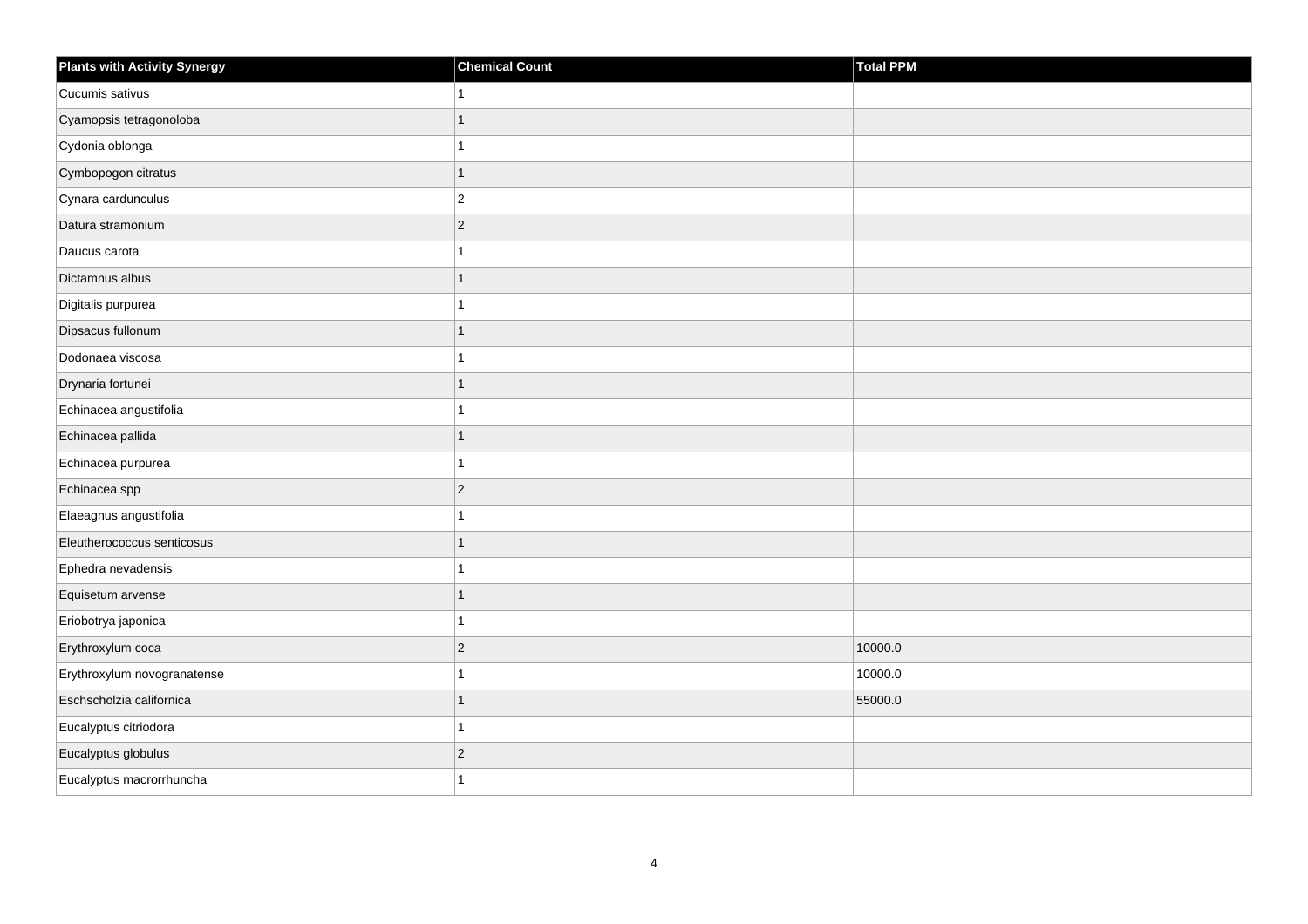| Plants with Activity Synergy | Chemical Count | Total PPM |
| --- | --- | --- |
| Cucumis sativus | 1 | |
| Cyamopsis tetragonoloba | 1 | |
| Cydonia oblonga | 1 | |
| Cymbopogon citratus | 1 | |
| Cynara cardunculus | 2 | |
| Datura stramonium | 2 | |
| Daucus carota | 1 | |
| Dictamnus albus | 1 | |
| Digitalis purpurea | 1 | |
| Dipsacus fullonum | 1 | |
| Dodonaea viscosa | 1 | |
| Drynaria fortunei | 1 | |
| Echinacea angustifolia | 1 | |
| Echinacea pallida | 1 | |
| Echinacea purpurea | 1 | |
| Echinacea spp | 2 | |
| Elaeagnus angustifolia | 1 | |
| Eleutherococcus senticosus | 1 | |
| Ephedra nevadensis | 1 | |
| Equisetum arvense | 1 | |
| Eriobotrya japonica | 1 | |
| Erythroxylum coca | 2 | 10000.0 |
| Erythroxylum novogranatense | 1 | 10000.0 |
| Eschscholzia californica | 1 | 55000.0 |
| Eucalyptus citriodora | 1 | |
| Eucalyptus globulus | 2 | |
| Eucalyptus macrorrhuncha | 1 | |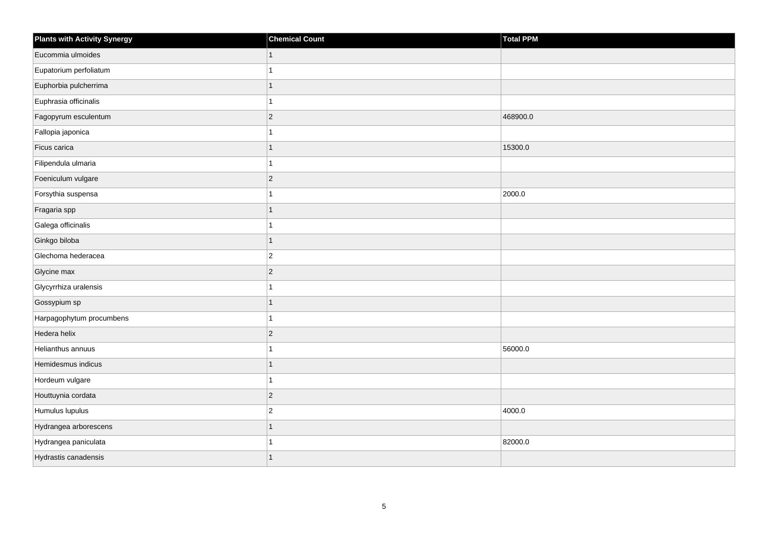| Plants with Activity Synergy | Chemical Count | Total PPM |
| --- | --- | --- |
| Eucommia ulmoides | 1 | |
| Eupatorium perfoliatum | 1 | |
| Euphorbia pulcherrima | 1 | |
| Euphrasia officinalis | 1 | |
| Fagopyrum esculentum | 2 | 468900.0 |
| Fallopia japonica | 1 | |
| Ficus carica | 1 | 15300.0 |
| Filipendula ulmaria | 1 | |
| Foeniculum vulgare | 2 | |
| Forsythia suspensa | 1 | 2000.0 |
| Fragaria spp | 1 | |
| Galega officinalis | 1 | |
| Ginkgo biloba | 1 | |
| Glechoma hederacea | 2 | |
| Glycine max | 2 | |
| Glycyrrhiza uralensis | 1 | |
| Gossypium sp | 1 | |
| Harpagophytum procumbens | 1 | |
| Hedera helix | 2 | |
| Helianthus annuus | 1 | 56000.0 |
| Hemidesmus indicus | 1 | |
| Hordeum vulgare | 1 | |
| Houttuynia cordata | 2 | |
| Humulus lupulus | 2 | 4000.0 |
| Hydrangea arborescens | 1 | |
| Hydrangea paniculata | 1 | 82000.0 |
| Hydrastis canadensis | 1 | |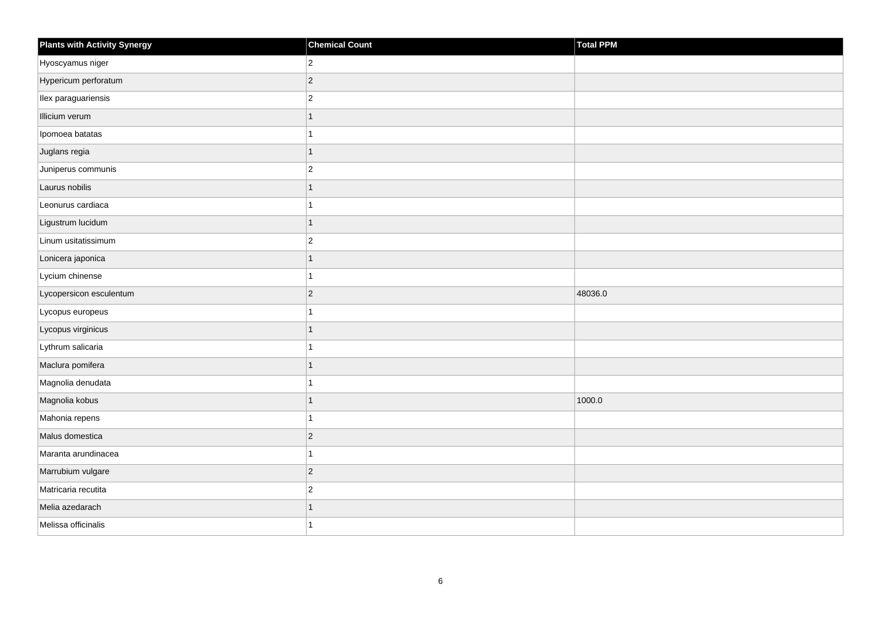| Plants with Activity Synergy | Chemical Count | Total PPM |
| --- | --- | --- |
| Hyoscyamus niger | 2 | |
| Hypericum perforatum | 2 | |
| Ilex paraguariensis | 2 | |
| Illicium verum | 1 | |
| Ipomoea batatas | 1 | |
| Juglans regia | 1 | |
| Juniperus communis | 2 | |
| Laurus nobilis | 1 | |
| Leonurus cardiaca | 1 | |
| Ligustrum lucidum | 1 | |
| Linum usitatissimum | 2 | |
| Lonicera japonica | 1 | |
| Lycium chinense | 1 | |
| Lycopersicon esculentum | 2 | 48036.0 |
| Lycopus europeus | 1 | |
| Lycopus virginicus | 1 | |
| Lythrum salicaria | 1 | |
| Maclura pomifera | 1 | |
| Magnolia denudata | 1 | |
| Magnolia kobus | 1 | 1000.0 |
| Mahonia repens | 1 | |
| Malus domestica | 2 | |
| Maranta arundinacea | 1 | |
| Marrubium vulgare | 2 | |
| Matricaria recutita | 2 | |
| Melia azedarach | 1 | |
| Melissa officinalis | 1 | |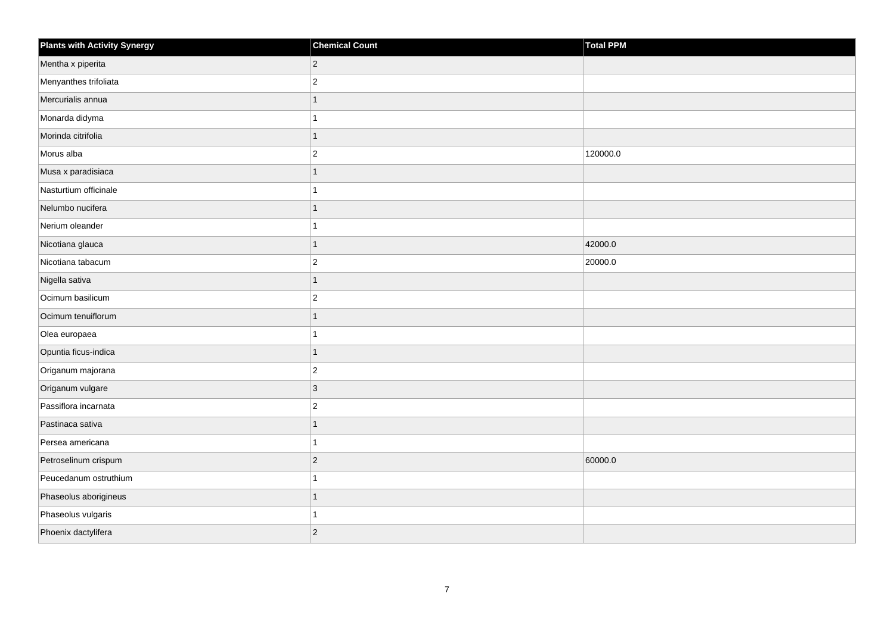| Plants with Activity Synergy | Chemical Count | Total PPM |
| --- | --- | --- |
| Mentha x piperita | 2 | |
| Menyanthes trifoliata | 2 | |
| Mercurialis annua | 1 | |
| Monarda didyma | 1 | |
| Morinda citrifolia | 1 | |
| Morus alba | 2 | 120000.0 |
| Musa x paradisiaca | 1 | |
| Nasturtium officinale | 1 | |
| Nelumbo nucifera | 1 | |
| Nerium oleander | 1 | |
| Nicotiana glauca | 1 | 42000.0 |
| Nicotiana tabacum | 2 | 20000.0 |
| Nigella sativa | 1 | |
| Ocimum basilicum | 2 | |
| Ocimum tenuiflorum | 1 | |
| Olea europaea | 1 | |
| Opuntia ficus-indica | 1 | |
| Origanum majorana | 2 | |
| Origanum vulgare | 3 | |
| Passiflora incarnata | 2 | |
| Pastinaca sativa | 1 | |
| Persea americana | 1 | |
| Petroselinum crispum | 2 | 60000.0 |
| Peucedanum ostruthium | 1 | |
| Phaseolus aborigineus | 1 | |
| Phaseolus vulgaris | 1 | |
| Phoenix dactylifera | 2 | |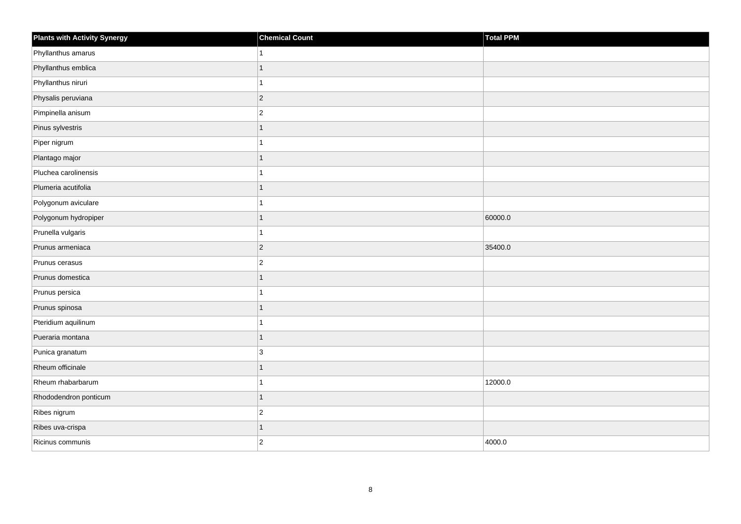| Plants with Activity Synergy | Chemical Count | Total PPM |
| --- | --- | --- |
| Phyllanthus amarus | 1 | |
| Phyllanthus emblica | 1 | |
| Phyllanthus niruri | 1 | |
| Physalis peruviana | 2 | |
| Pimpinella anisum | 2 | |
| Pinus sylvestris | 1 | |
| Piper nigrum | 1 | |
| Plantago major | 1 | |
| Pluchea carolinensis | 1 | |
| Plumeria acutifolia | 1 | |
| Polygonum aviculare | 1 | |
| Polygonum hydropiper | 1 | 60000.0 |
| Prunella vulgaris | 1 | |
| Prunus armeniaca | 2 | 35400.0 |
| Prunus cerasus | 2 | |
| Prunus domestica | 1 | |
| Prunus persica | 1 | |
| Prunus spinosa | 1 | |
| Pteridium aquilinum | 1 | |
| Pueraria montana | 1 | |
| Punica granatum | 3 | |
| Rheum officinale | 1 | |
| Rheum rhabarbarum | 1 | 12000.0 |
| Rhododendron ponticum | 1 | |
| Ribes nigrum | 2 | |
| Ribes uva-crispa | 1 | |
| Ricinus communis | 2 | 4000.0 |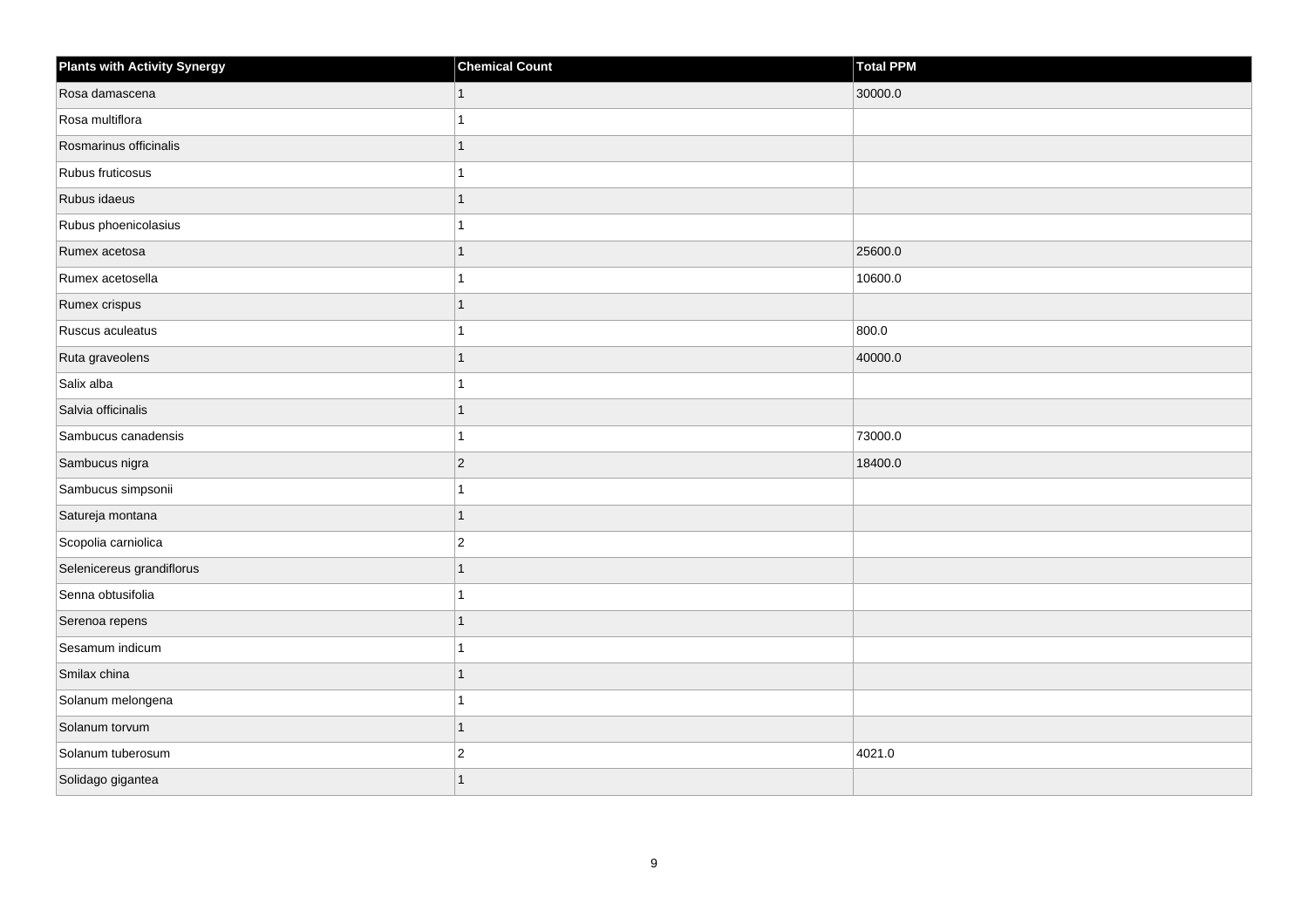| Plants with Activity Synergy | Chemical Count | Total PPM |
|---|---|---|
| Rosa damascena | 1 | 30000.0 |
| Rosa multiflora | 1 | |
| Rosmarinus officinalis | 1 | |
| Rubus fruticosus | 1 | |
| Rubus idaeus | 1 | |
| Rubus phoenicolasius | 1 | |
| Rumex acetosa | 1 | 25600.0 |
| Rumex acetosella | 1 | 10600.0 |
| Rumex crispus | 1 | |
| Ruscus aculeatus | 1 | 800.0 |
| Ruta graveolens | 1 | 40000.0 |
| Salix alba | 1 | |
| Salvia officinalis | 1 | |
| Sambucus canadensis | 1 | 73000.0 |
| Sambucus nigra | 2 | 18400.0 |
| Sambucus simpsonii | 1 | |
| Satureja montana | 1 | |
| Scopolia carniolica | 2 | |
| Selenicereus grandiflorus | 1 | |
| Senna obtusifolia | 1 | |
| Serenoa repens | 1 | |
| Sesamum indicum | 1 | |
| Smilax china | 1 | |
| Solanum melongena | 1 | |
| Solanum torvum | 1 | |
| Solanum tuberosum | 2 | 4021.0 |
| Solidago gigantea | 1 | |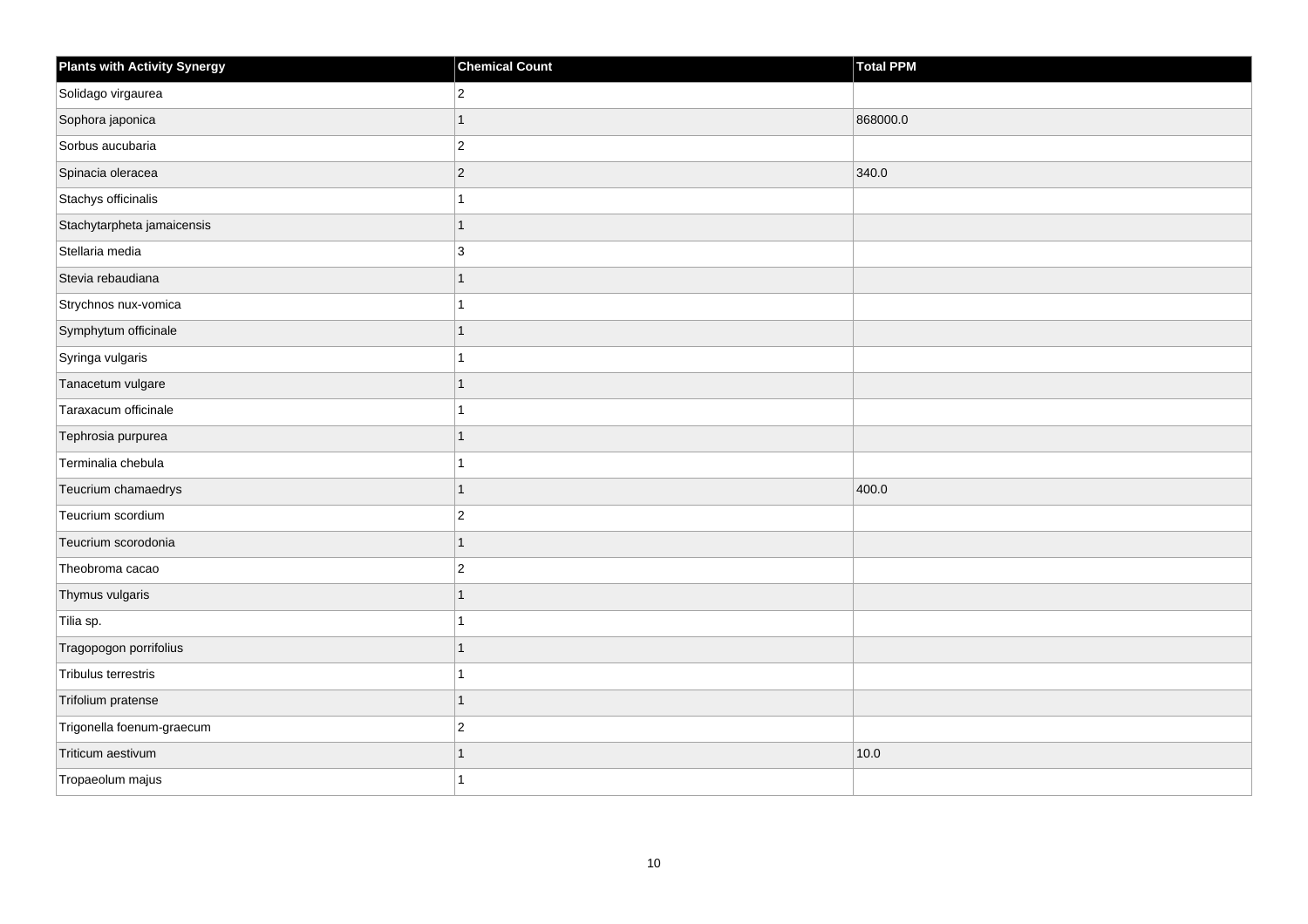| Plants with Activity Synergy | Chemical Count | Total PPM |
| --- | --- | --- |
| Solidago virgaurea | 2 | |
| Sophora japonica | 1 | 868000.0 |
| Sorbus aucubaria | 2 | |
| Spinacia oleracea | 2 | 340.0 |
| Stachys officinalis | 1 | |
| Stachytarpheta jamaicensis | 1 | |
| Stellaria media | 3 | |
| Stevia rebaudiana | 1 | |
| Strychnos nux-vomica | 1 | |
| Symphytum officinale | 1 | |
| Syringa vulgaris | 1 | |
| Tanacetum vulgare | 1 | |
| Taraxacum officinale | 1 | |
| Tephrosia purpurea | 1 | |
| Terminalia chebula | 1 | |
| Teucrium chamaedrys | 1 | 400.0 |
| Teucrium scordium | 2 | |
| Teucrium scorodonia | 1 | |
| Theobroma cacao | 2 | |
| Thymus vulgaris | 1 | |
| Tilia sp. | 1 | |
| Tragopogon porrifolius | 1 | |
| Tribulus terrestris | 1 | |
| Trifolium pratense | 1 | |
| Trigonella foenum-graecum | 2 | |
| Triticum aestivum | 1 | 10.0 |
| Tropaeolum majus | 1 | |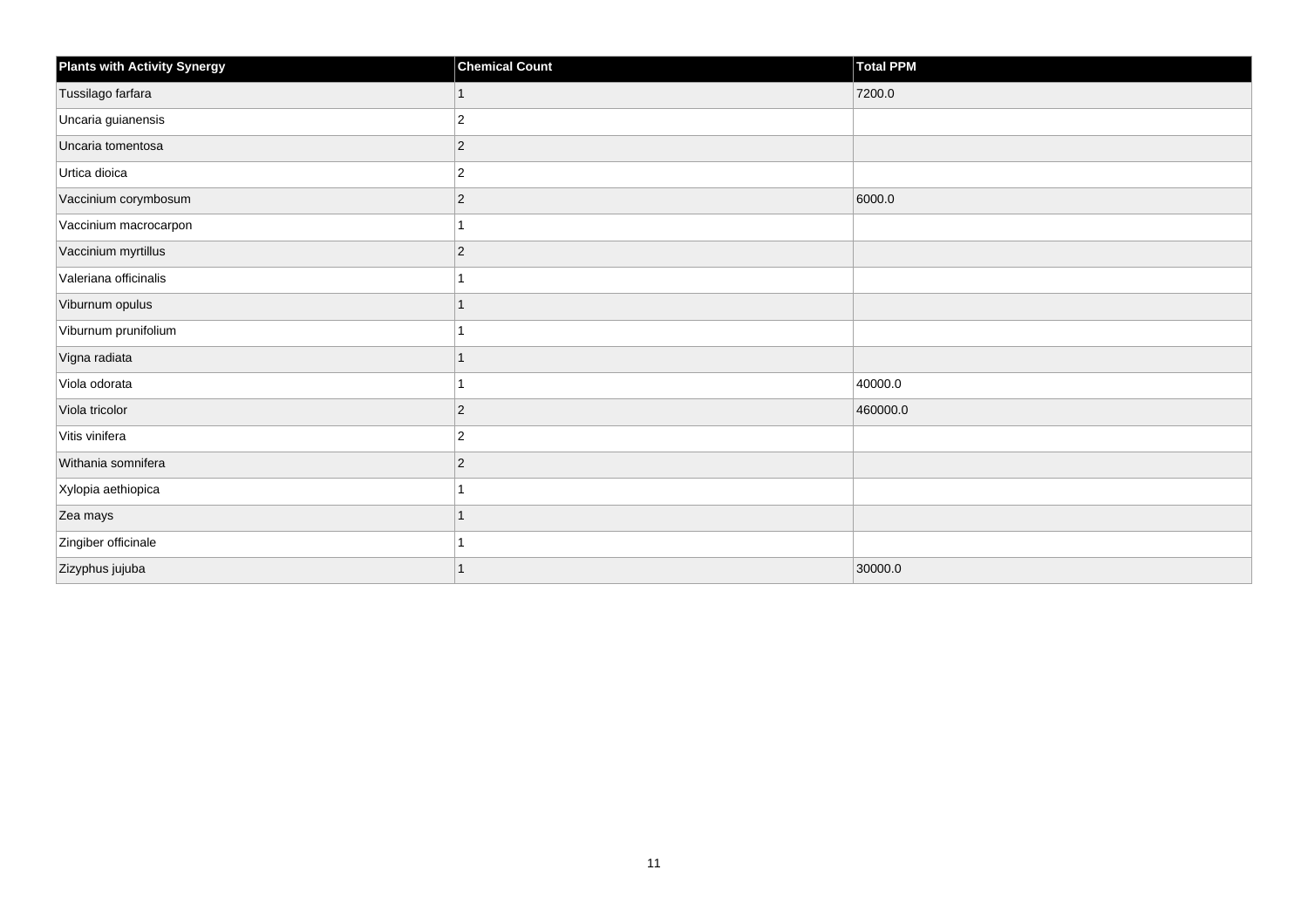| Plants with Activity Synergy | Chemical Count | Total PPM |
|---|---|---|
| Tussilago farfara | 1 | 7200.0 |
| Uncaria guianensis | 2 | |
| Uncaria tomentosa | 2 | |
| Urtica dioica | 2 | |
| Vaccinium corymbosum | 2 | 6000.0 |
| Vaccinium macrocarpon | 1 | |
| Vaccinium myrtillus | 2 | |
| Valeriana officinalis | 1 | |
| Viburnum opulus | 1 | |
| Viburnum prunifolium | 1 | |
| Vigna radiata | 1 | |
| Viola odorata | 1 | 40000.0 |
| Viola tricolor | 2 | 460000.0 |
| Vitis vinifera | 2 | |
| Withania somnifera | 2 | |
| Xylopia aethiopica | 1 | |
| Zea mays | 1 | |
| Zingiber officinale | 1 | |
| Zizyphus jujuba | 1 | 30000.0 |